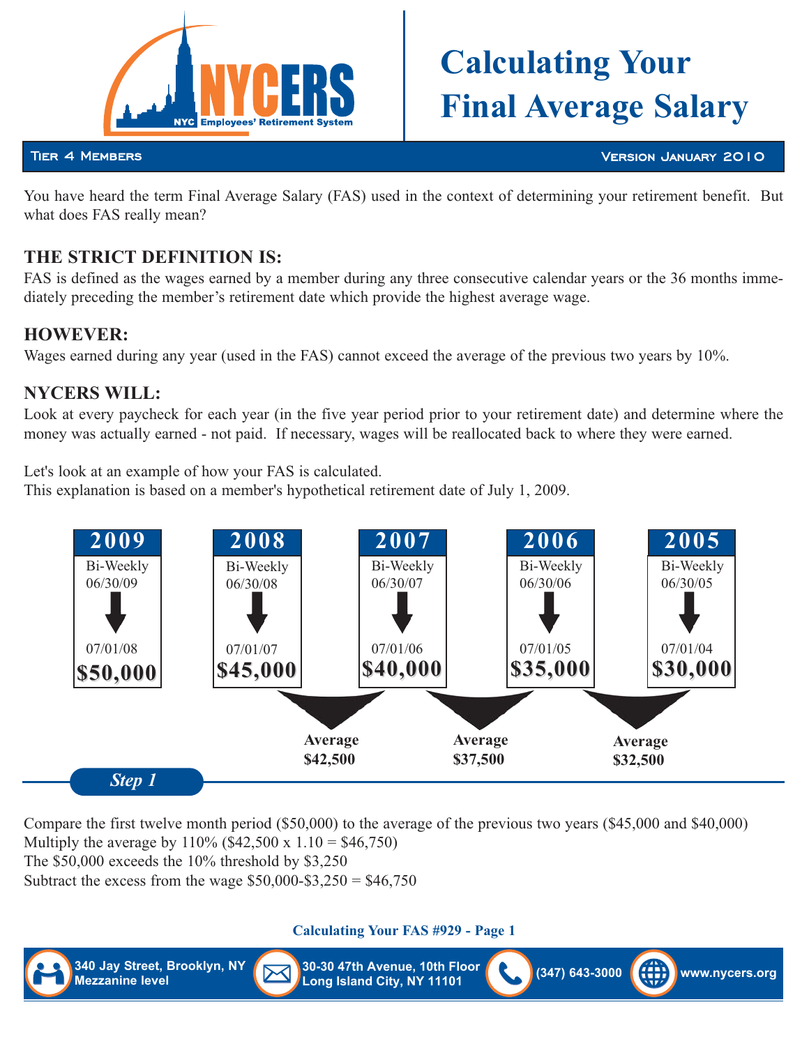# Calculating Your Final Average Salary

**Tier 4 Members** | **Version January 2010**

You have heard the term Final Average Salary (FAS) used in the context of determining your retirement benefit. But what does FAS really mean?

## THE STRICT DEFINITION IS:

FAS is defined as the wages earned by a member during any three consecutive calendar years or the 36 months immediately preceding the member's retirement date which provide the highest average wage.

## HOWEVER:

Wages earned during any year (used in the FAS) cannot exceed the average of the previous two years by 10%.

## NYCERS WILL:

Look at every paycheck for each year (in the five year period prior to your retirement date) and determine where the money was actually earned - not paid. If necessary, wages will be reallocated back to where they were earned.

Let's look at an example of how your FAS is calculated.
This explanation is based on a member's hypothetical retirement date of July 1, 2009.

| 2009 | 2008 | 2007 | 2006 | 2005 |
|---|---|---|---|---|
| Bi-Weekly 06/30/09 → 07/01/08 | Bi-Weekly 06/30/08 → 07/01/07 | Bi-Weekly 06/30/07 → 07/01/06 | Bi-Weekly 06/30/06 → 07/01/05 | Bi-Weekly 06/30/05 → 07/01/04 |
| **$50,000** | **$45,000** | **$40,000** | **$35,000** | **$30,000** |

**Average $42,500** (2008 & 2007) | **Average $37,500** (2007 & 2006) | **Average $32,500** (2006 & 2005)

### *Step 1*

Compare the first twelve month period ($50,000) to the average of the previous two years ($45,000 and $40,000)
Multiply the average by 110% ($42,500 x 1.10 = $46,750)
The $50,000 exceeds the 10% threshold by $3,250
Subtract the excess from the wage $50,000-$3,250 = $46,750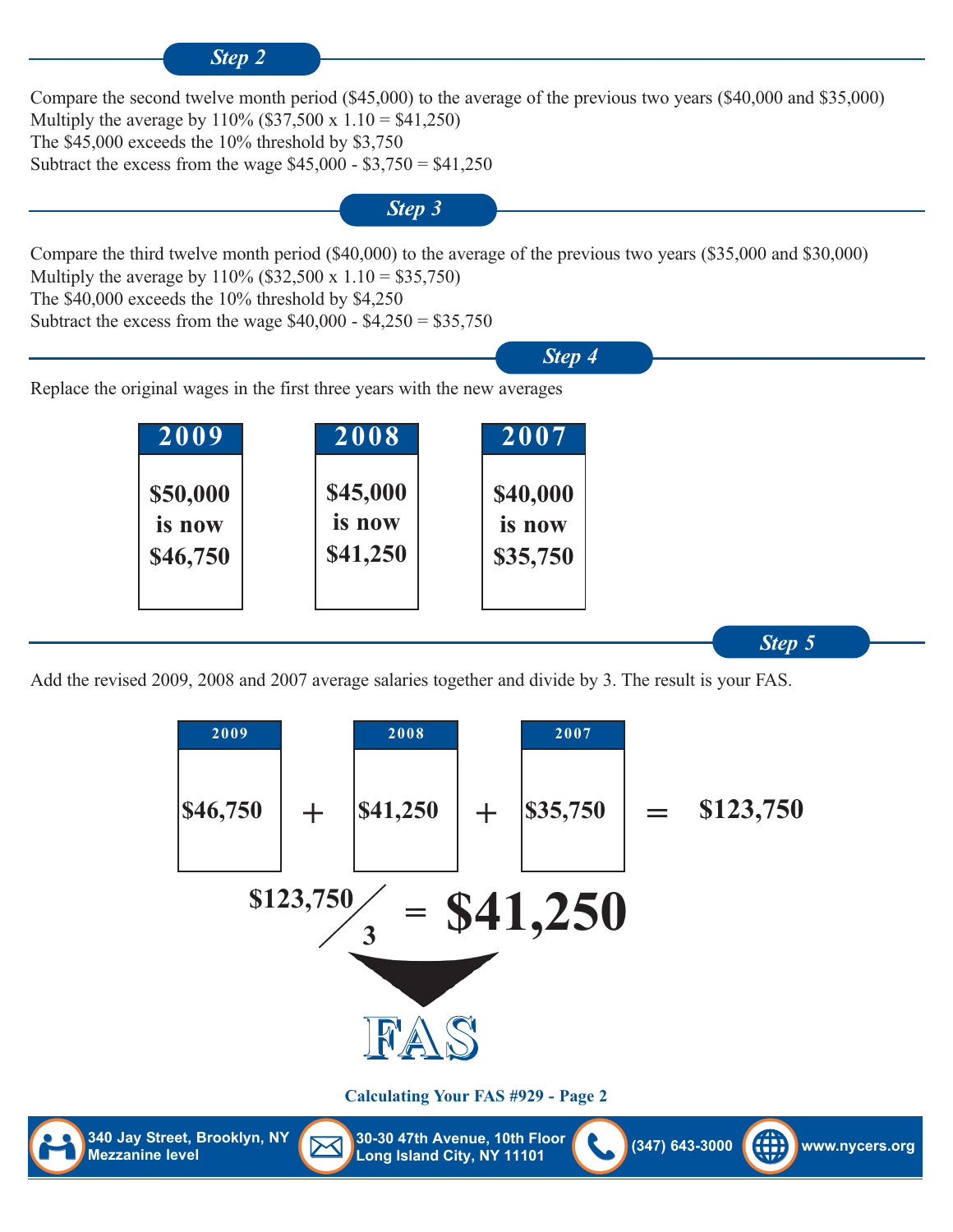## Step 2

Compare the second twelve month period ($45,000) to the average of the previous two years ($40,000 and $35,000)
Multiply the average by 110% ($37,500 x 1.10 = $41,250)
The $45,000 exceeds the 10% threshold by $3,750
Subtract the excess from the wage $45,000 - $3,750 = $41,250

## Step 3

Compare the third twelve month period ($40,000) to the average of the previous two years ($35,000 and $30,000)
Multiply the average by 110% ($32,500 x 1.10 = $35,750)
The $40,000 exceeds the 10% threshold by $4,250
Subtract the excess from the wage $40,000 - $4,250 = $35,750

## Step 4

Replace the original wages in the first three years with the new averages

| 2009 | 2008 | 2007 |
|---|---|---|
| $50,000 is now $46,750 | $45,000 is now $41,250 | $40,000 is now $35,750 |

## Step 5

Add the revised 2009, 2008 and 2007 average salaries together and divide by 3. The result is your FAS.

| 2009 | | 2008 | | 2007 | | |
|---|---|---|---|---|---|---|
| $46,750 | + | $41,250 | + | $35,750 | = | $123,750 |

$123,750 / 3 = **$41,250**

**FAS**

**Calculating Your FAS #929 - Page 2**

340 Jay Street, Brooklyn, NY
Mezzanine level

30-30 47th Avenue, 10th Floor
Long Island City, NY 11101

(347) 643-3000

www.nycers.org